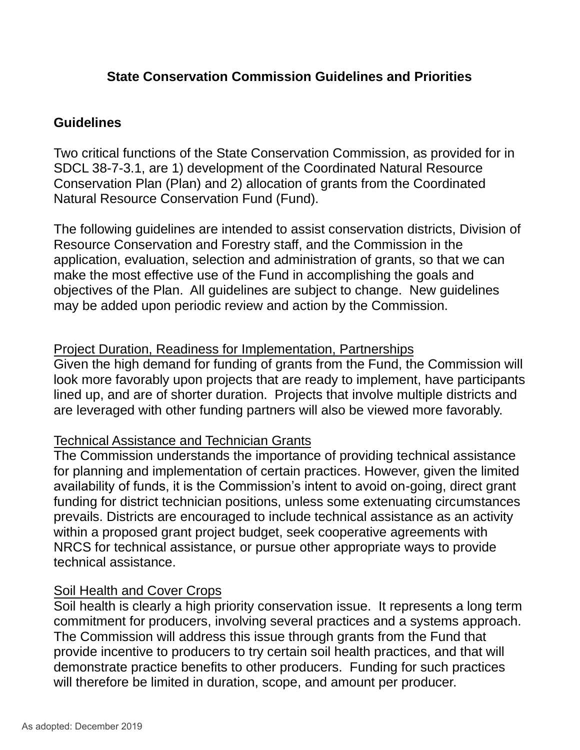# State Conservation Commission Guidelines and Priorities

## Guidelines

Two critical functions of the State Conservation Commission, as provided for in SDCL 38-7-3.1, are 1) development of the Coordinated Natural Resource Conservation Plan (Plan) and 2) allocation of grants from the Coordinated Natural Resource Conservation Fund (Fund).

The following guidelines are intended to assist conservation districts, Division of Resource Conservation and Forestry staff, and the Commission in the application, evaluation, selection and administration of grants, so that we can make the most effective use of the Fund in accomplishing the goals and objectives of the Plan. All guidelines are subject to change. New guidelines may be added upon periodic review and action by the Commission.

### Project Duration, Readiness for Implementation, Partnerships

Given the high demand for funding of grants from the Fund, the Commission will look more favorably upon projects that are ready to implement, have participants lined up, and are of shorter duration. Projects that involve multiple districts and are leveraged with other funding partners will also be viewed more favorably.

### Technical Assistance and Technician Grants

The Commission understands the importance of providing technical assistance for planning and implementation of certain practices. However, given the limited availability of funds, it is the Commission's intent to avoid on-going, direct grant funding for district technician positions, unless some extenuating circumstances prevails. Districts are encouraged to include technical assistance as an activity within a proposed grant project budget, seek cooperative agreements with NRCS for technical assistance, or pursue other appropriate ways to provide technical assistance.

### Soil Health and Cover Crops

Soil health is clearly a high priority conservation issue. It represents a long term commitment for producers, involving several practices and a systems approach. The Commission will address this issue through grants from the Fund that provide incentive to producers to try certain soil health practices, and that will demonstrate practice benefits to other producers. Funding for such practices will therefore be limited in duration, scope, and amount per producer.

As adopted: December 2019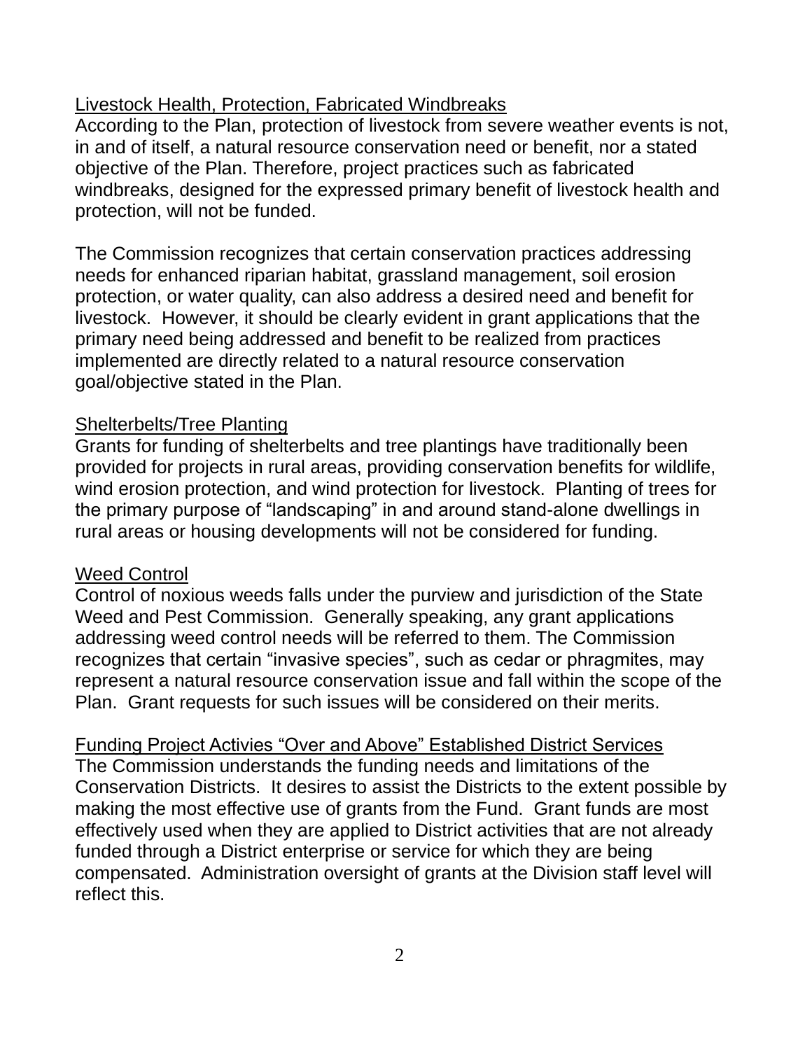<u>Livestock Health, Protection, Fabricated Windbreaks</u>

According to the Plan, protection of livestock from severe weather events is not, in and of itself, a natural resource conservation need or benefit, nor a stated objective of the Plan. Therefore, project practices such as fabricated windbreaks, designed for the expressed primary benefit of livestock health and protection, will not be funded.

The Commission recognizes that certain conservation practices addressing needs for enhanced riparian habitat, grassland management, soil erosion protection, or water quality, can also address a desired need and benefit for livestock. However, it should be clearly evident in grant applications that the primary need being addressed and benefit to be realized from practices implemented are directly related to a natural resource conservation goal/objective stated in the Plan.

<u>Shelterbelts/Tree Planting</u>

Grants for funding of shelterbelts and tree plantings have traditionally been provided for projects in rural areas, providing conservation benefits for wildlife, wind erosion protection, and wind protection for livestock. Planting of trees for the primary purpose of "landscaping" in and around stand-alone dwellings in rural areas or housing developments will not be considered for funding.

<u>Weed Control</u>

Control of noxious weeds falls under the purview and jurisdiction of the State Weed and Pest Commission. Generally speaking, any grant applications addressing weed control needs will be referred to them. The Commission recognizes that certain "invasive species", such as cedar or phragmites, may represent a natural resource conservation issue and fall within the scope of the Plan. Grant requests for such issues will be considered on their merits.

<u>Funding Project Activies "Over and Above" Established District Services</u>

The Commission understands the funding needs and limitations of the Conservation Districts. It desires to assist the Districts to the extent possible by making the most effective use of grants from the Fund. Grant funds are most effectively used when they are applied to District activities that are not already funded through a District enterprise or service for which they are being compensated. Administration oversight of grants at the Division staff level will reflect this.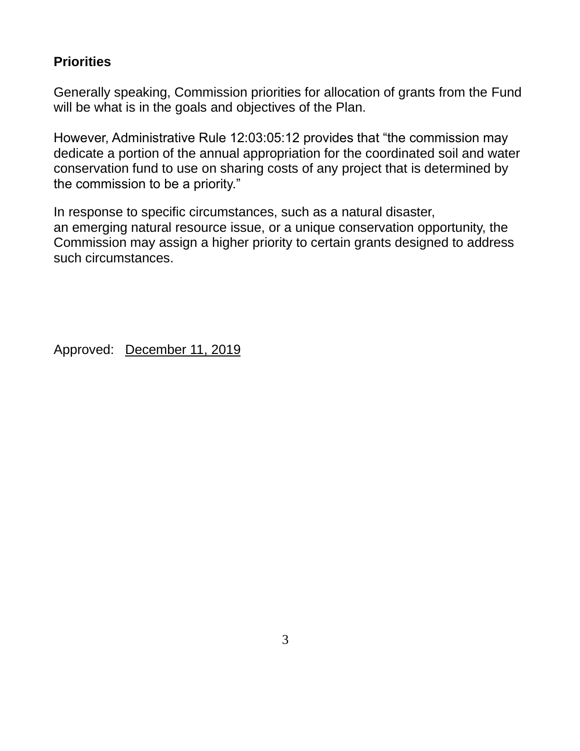**Priorities**

Generally speaking, Commission priorities for allocation of grants from the Fund will be what is in the goals and objectives of the Plan.

However, Administrative Rule 12:03:05:12 provides that "the commission may dedicate a portion of the annual appropriation for the coordinated soil and water conservation fund to use on sharing costs of any project that is determined by the commission to be a priority."

In response to specific circumstances, such as a natural disaster, an emerging natural resource issue, or a unique conservation opportunity, the Commission may assign a higher priority to certain grants designed to address such circumstances.

Approved: December 11, 2019